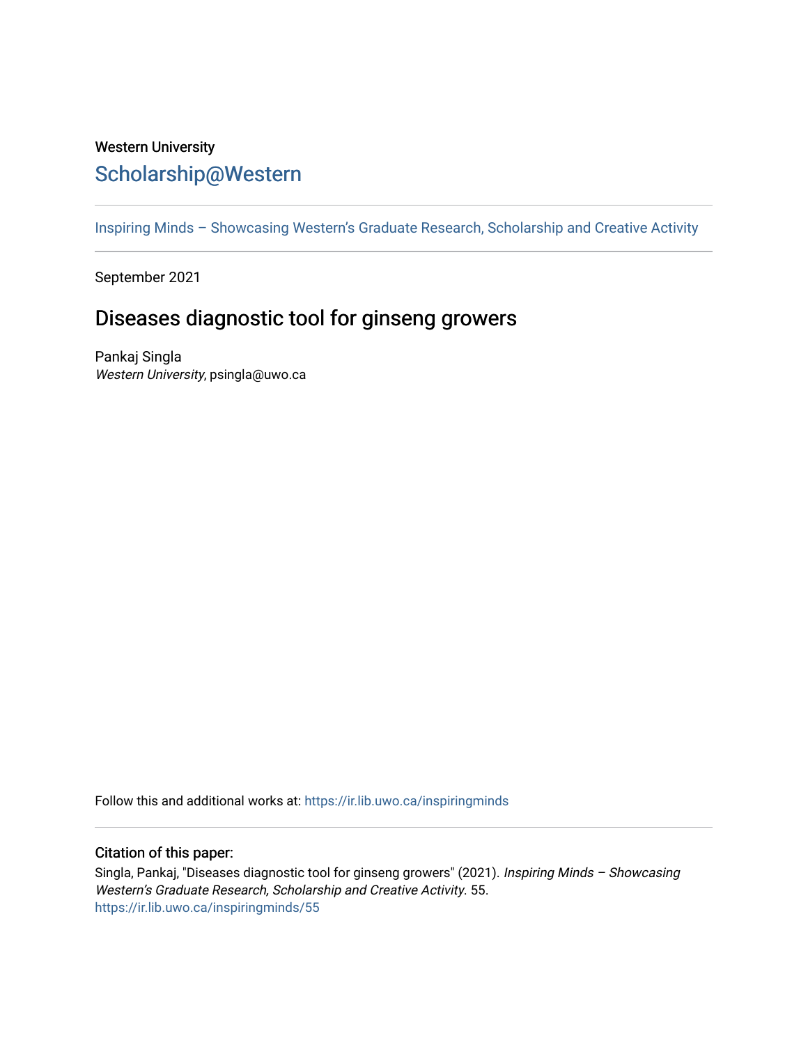Western University

# Scholarship@Western

Inspiring Minds – Showcasing Western's Graduate Research, Scholarship and Creative Activity

September 2021

## Diseases diagnostic tool for ginseng growers

Pankaj Singla
*Western University*, psingla@uwo.ca

Follow this and additional works at: https://ir.lib.uwo.ca/inspiringminds

### Citation of this paper:

Singla, Pankaj, "Diseases diagnostic tool for ginseng growers" (2021). *Inspiring Minds – Showcasing Western's Graduate Research, Scholarship and Creative Activity*. 55.
https://ir.lib.uwo.ca/inspiringminds/55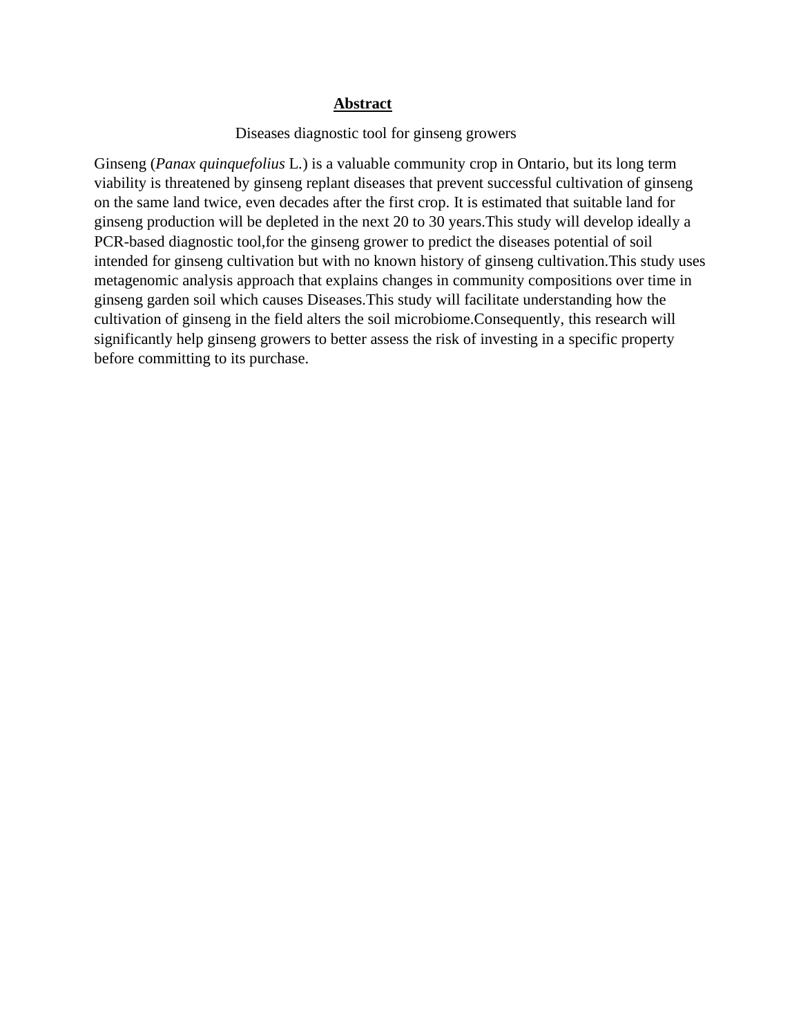# **Abstract**

Diseases diagnostic tool for ginseng growers

Ginseng (*Panax quinquefolius* L.) is a valuable community crop in Ontario, but its long term viability is threatened by ginseng replant diseases that prevent successful cultivation of ginseng on the same land twice, even decades after the first crop. It is estimated that suitable land for ginseng production will be depleted in the next 20 to 30 years.This study will develop ideally a PCR-based diagnostic tool,for the ginseng grower to predict the diseases potential of soil intended for ginseng cultivation but with no known history of ginseng cultivation.This study uses metagenomic analysis approach that explains changes in community compositions over time in ginseng garden soil which causes Diseases.This study will facilitate understanding how the cultivation of ginseng in the field alters the soil microbiome.Consequently, this research will significantly help ginseng growers to better assess the risk of investing in a specific property before committing to its purchase.